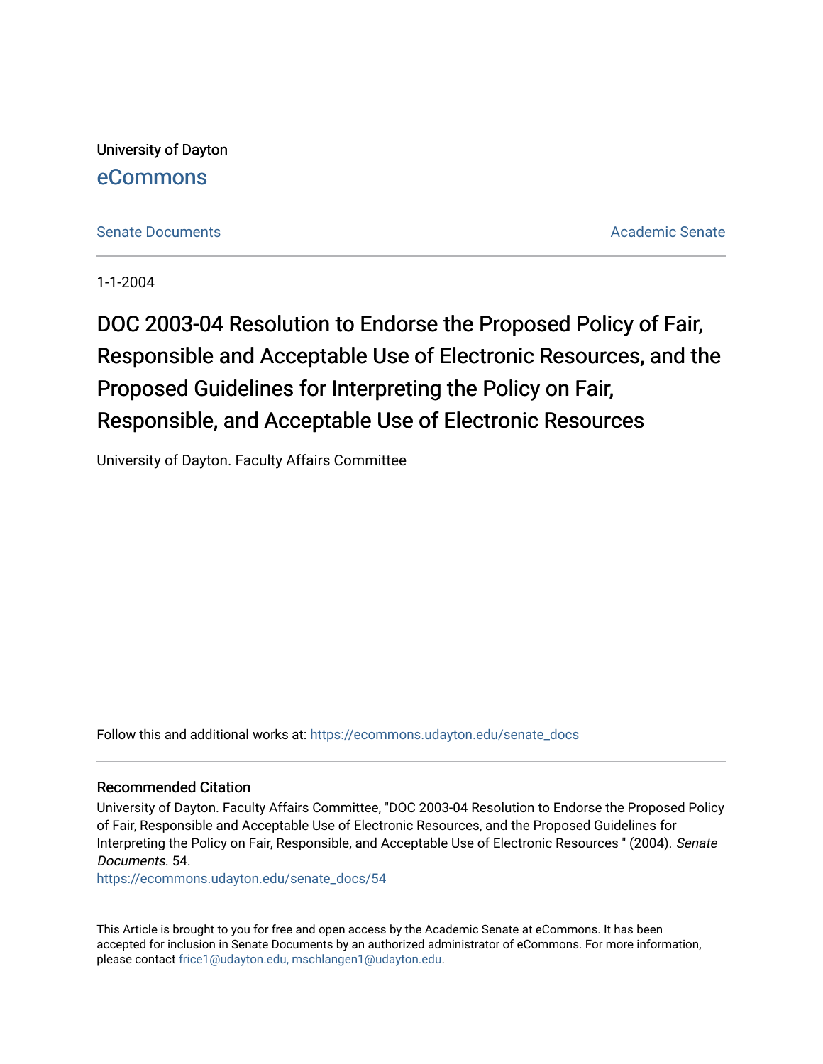University of Dayton

eCommons

Senate Documents | Academic Senate

1-1-2004

# DOC 2003-04 Resolution to Endorse the Proposed Policy of Fair, Responsible and Acceptable Use of Electronic Resources, and the Proposed Guidelines for Interpreting the Policy on Fair, Responsible, and Acceptable Use of Electronic Resources

University of Dayton. Faculty Affairs Committee

Follow this and additional works at: https://ecommons.udayton.edu/senate_docs

## Recommended Citation

University of Dayton. Faculty Affairs Committee, "DOC 2003-04 Resolution to Endorse the Proposed Policy of Fair, Responsible and Acceptable Use of Electronic Resources, and the Proposed Guidelines for Interpreting the Policy on Fair, Responsible, and Acceptable Use of Electronic Resources " (2004). *Senate Documents*. 54.

https://ecommons.udayton.edu/senate_docs/54

This Article is brought to you for free and open access by the Academic Senate at eCommons. It has been accepted for inclusion in Senate Documents by an authorized administrator of eCommons. For more information, please contact frice1@udayton.edu, mschlangen1@udayton.edu.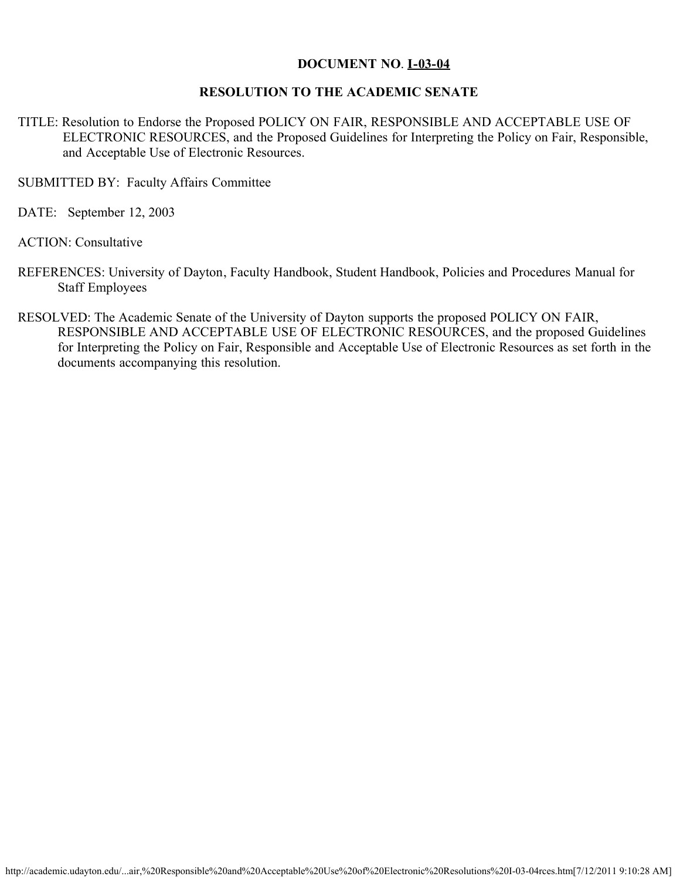**DOCUMENT NO. I-03-04**

**RESOLUTION TO THE ACADEMIC SENATE**

TITLE: Resolution to Endorse the Proposed POLICY ON FAIR, RESPONSIBLE AND ACCEPTABLE USE OF ELECTRONIC RESOURCES, and the Proposed Guidelines for Interpreting the Policy on Fair, Responsible, and Acceptable Use of Electronic Resources.

SUBMITTED BY: Faculty Affairs Committee

DATE: September 12, 2003

ACTION: Consultative

REFERENCES: University of Dayton, Faculty Handbook, Student Handbook, Policies and Procedures Manual for Staff Employees

RESOLVED: The Academic Senate of the University of Dayton supports the proposed POLICY ON FAIR, RESPONSIBLE AND ACCEPTABLE USE OF ELECTRONIC RESOURCES, and the proposed Guidelines for Interpreting the Policy on Fair, Responsible and Acceptable Use of Electronic Resources as set forth in the documents accompanying this resolution.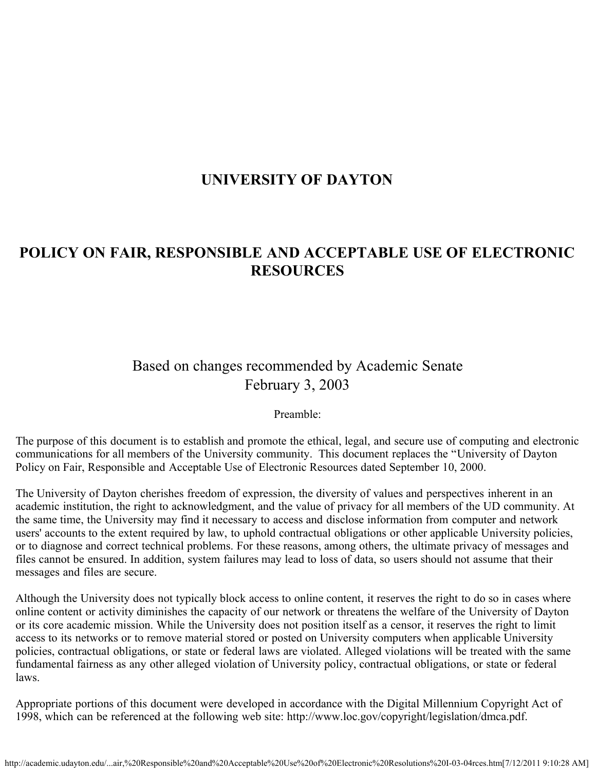# UNIVERSITY OF DAYTON

# POLICY ON FAIR, RESPONSIBLE AND ACCEPTABLE USE OF ELECTRONIC RESOURCES

Based on changes recommended by Academic Senate
February 3, 2003

Preamble:

The purpose of this document is to establish and promote the ethical, legal, and secure use of computing and electronic communications for all members of the University community. This document replaces the "University of Dayton Policy on Fair, Responsible and Acceptable Use of Electronic Resources dated September 10, 2000.

The University of Dayton cherishes freedom of expression, the diversity of values and perspectives inherent in an academic institution, the right to acknowledgment, and the value of privacy for all members of the UD community. At the same time, the University may find it necessary to access and disclose information from computer and network users' accounts to the extent required by law, to uphold contractual obligations or other applicable University policies, or to diagnose and correct technical problems. For these reasons, among others, the ultimate privacy of messages and files cannot be ensured. In addition, system failures may lead to loss of data, so users should not assume that their messages and files are secure.

Although the University does not typically block access to online content, it reserves the right to do so in cases where online content or activity diminishes the capacity of our network or threatens the welfare of the University of Dayton or its core academic mission. While the University does not position itself as a censor, it reserves the right to limit access to its networks or to remove material stored or posted on University computers when applicable University policies, contractual obligations, or state or federal laws are violated. Alleged violations will be treated with the same fundamental fairness as any other alleged violation of University policy, contractual obligations, or state or federal laws.

Appropriate portions of this document were developed in accordance with the Digital Millennium Copyright Act of 1998, which can be referenced at the following web site: http://www.loc.gov/copyright/legislation/dmca.pdf.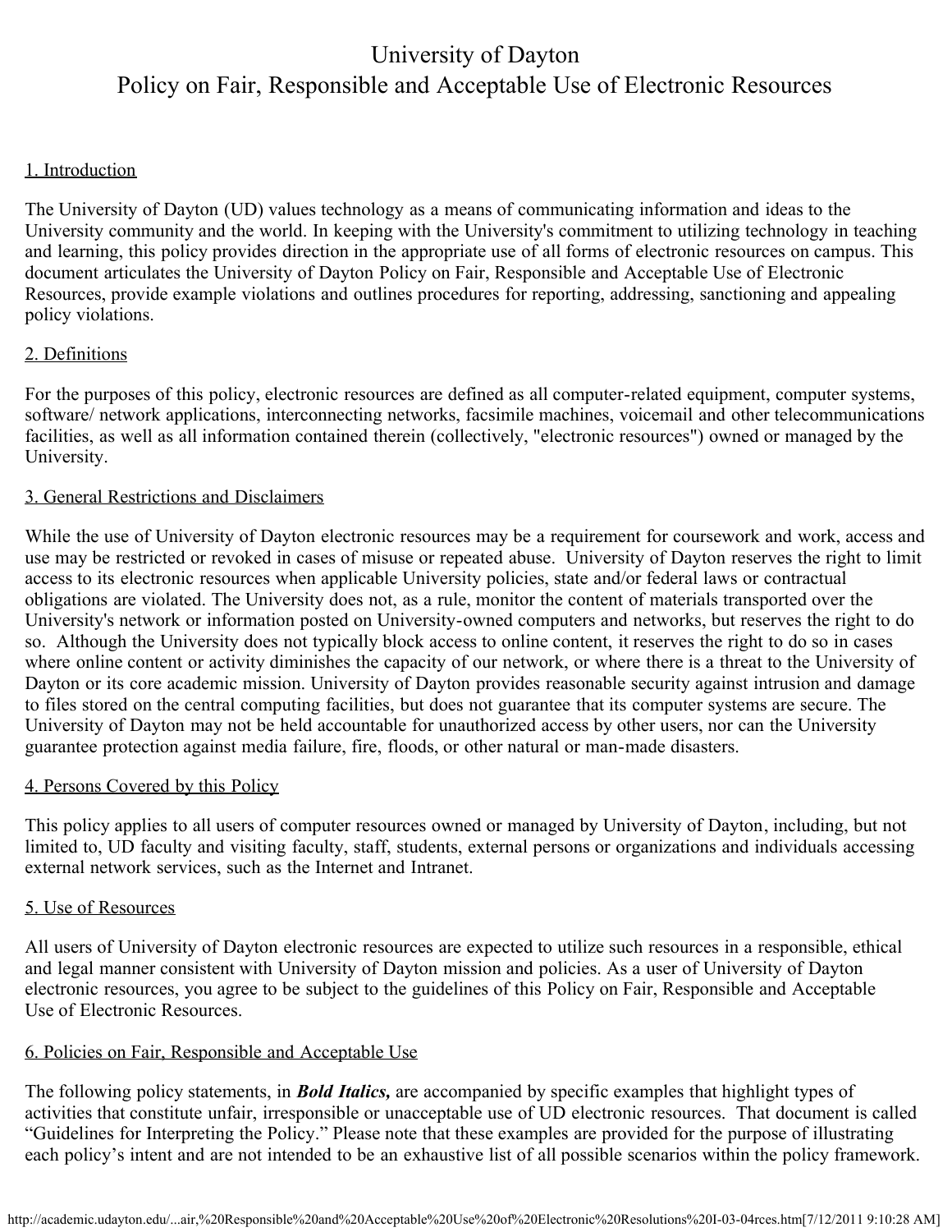# University of Dayton
# Policy on Fair, Responsible and Acceptable Use of Electronic Resources

## 1. Introduction

The University of Dayton (UD) values technology as a means of communicating information and ideas to the University community and the world. In keeping with the University's commitment to utilizing technology in teaching and learning, this policy provides direction in the appropriate use of all forms of electronic resources on campus. This document articulates the University of Dayton Policy on Fair, Responsible and Acceptable Use of Electronic Resources, provide example violations and outlines procedures for reporting, addressing, sanctioning and appealing policy violations.

## 2. Definitions

For the purposes of this policy, electronic resources are defined as all computer-related equipment, computer systems, software/ network applications, interconnecting networks, facsimile machines, voicemail and other telecommunications facilities, as well as all information contained therein (collectively, "electronic resources") owned or managed by the University.

## 3. General Restrictions and Disclaimers

While the use of University of Dayton electronic resources may be a requirement for coursework and work, access and use may be restricted or revoked in cases of misuse or repeated abuse. University of Dayton reserves the right to limit access to its electronic resources when applicable University policies, state and/or federal laws or contractual obligations are violated. The University does not, as a rule, monitor the content of materials transported over the University's network or information posted on University-owned computers and networks, but reserves the right to do so. Although the University does not typically block access to online content, it reserves the right to do so in cases where online content or activity diminishes the capacity of our network, or where there is a threat to the University of Dayton or its core academic mission. University of Dayton provides reasonable security against intrusion and damage to files stored on the central computing facilities, but does not guarantee that its computer systems are secure. The University of Dayton may not be held accountable for unauthorized access by other users, nor can the University guarantee protection against media failure, fire, floods, or other natural or man-made disasters.

## 4. Persons Covered by this Policy

This policy applies to all users of computer resources owned or managed by University of Dayton, including, but not limited to, UD faculty and visiting faculty, staff, students, external persons or organizations and individuals accessing external network services, such as the Internet and Intranet.

## 5. Use of Resources

All users of University of Dayton electronic resources are expected to utilize such resources in a responsible, ethical and legal manner consistent with University of Dayton mission and policies. As a user of University of Dayton electronic resources, you agree to be subject to the guidelines of this Policy on Fair, Responsible and Acceptable Use of Electronic Resources.

## 6. Policies on Fair, Responsible and Acceptable Use

The following policy statements, in ***Bold Italics,*** are accompanied by specific examples that highlight types of activities that constitute unfair, irresponsible or unacceptable use of UD electronic resources. That document is called "Guidelines for Interpreting the Policy." Please note that these examples are provided for the purpose of illustrating each policy's intent and are not intended to be an exhaustive list of all possible scenarios within the policy framework.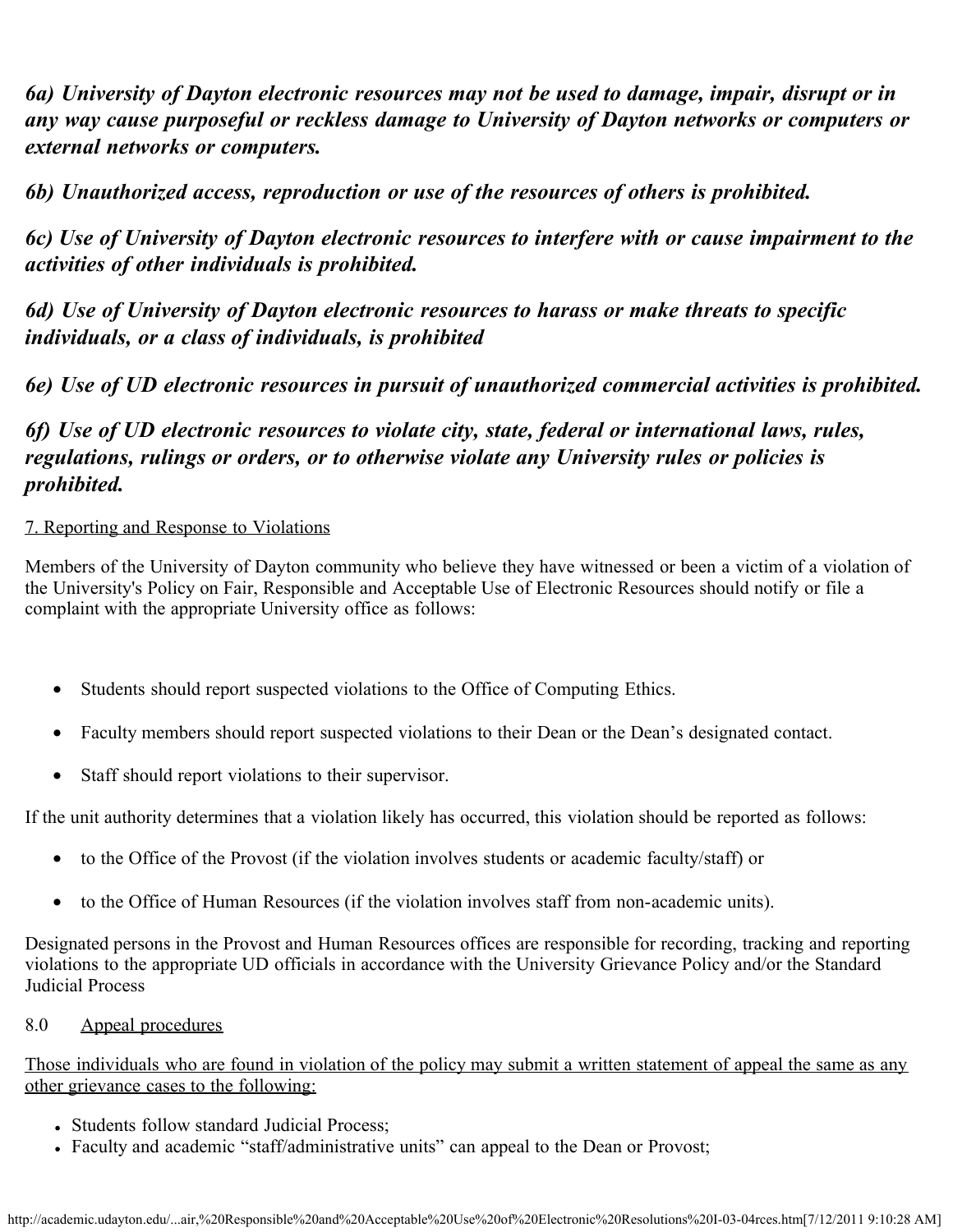***6a) University of Dayton electronic resources may not be used to damage, impair, disrupt or in any way cause purposeful or reckless damage to University of Dayton networks or computers or external networks or computers.***

***6b) Unauthorized access, reproduction or use of the resources of others is prohibited.***

***6c) Use of University of Dayton electronic resources to interfere with or cause impairment to the activities of other individuals is prohibited.***

***6d) Use of University of Dayton electronic resources to harass or make threats to specific individuals, or a class of individuals, is prohibited***

***6e) Use of UD electronic resources in pursuit of unauthorized commercial activities is prohibited.***

***6f) Use of UD electronic resources to violate city, state, federal or international laws, rules, regulations, rulings or orders, or to otherwise violate any University rules or policies is prohibited.***

<u>7. Reporting and Response to Violations</u>

Members of the University of Dayton community who believe they have witnessed or been a victim of a violation of the University's Policy on Fair, Responsible and Acceptable Use of Electronic Resources should notify or file a complaint with the appropriate University office as follows:

- Students should report suspected violations to the Office of Computing Ethics.
- Faculty members should report suspected violations to their Dean or the Dean's designated contact.
- Staff should report violations to their supervisor.

If the unit authority determines that a violation likely has occurred, this violation should be reported as follows:

- to the Office of the Provost (if the violation involves students or academic faculty/staff) or
- to the Office of Human Resources (if the violation involves staff from non-academic units).

Designated persons in the Provost and Human Resources offices are responsible for recording, tracking and reporting violations to the appropriate UD officials in accordance with the University Grievance Policy and/or the Standard Judicial Process

8.0 <u>Appeal procedures</u>

<u>Those individuals who are found in violation of the policy may submit a written statement of appeal the same as any other grievance cases to the following:</u>

- Students follow standard Judicial Process;
- Faculty and academic "staff/administrative units" can appeal to the Dean or Provost;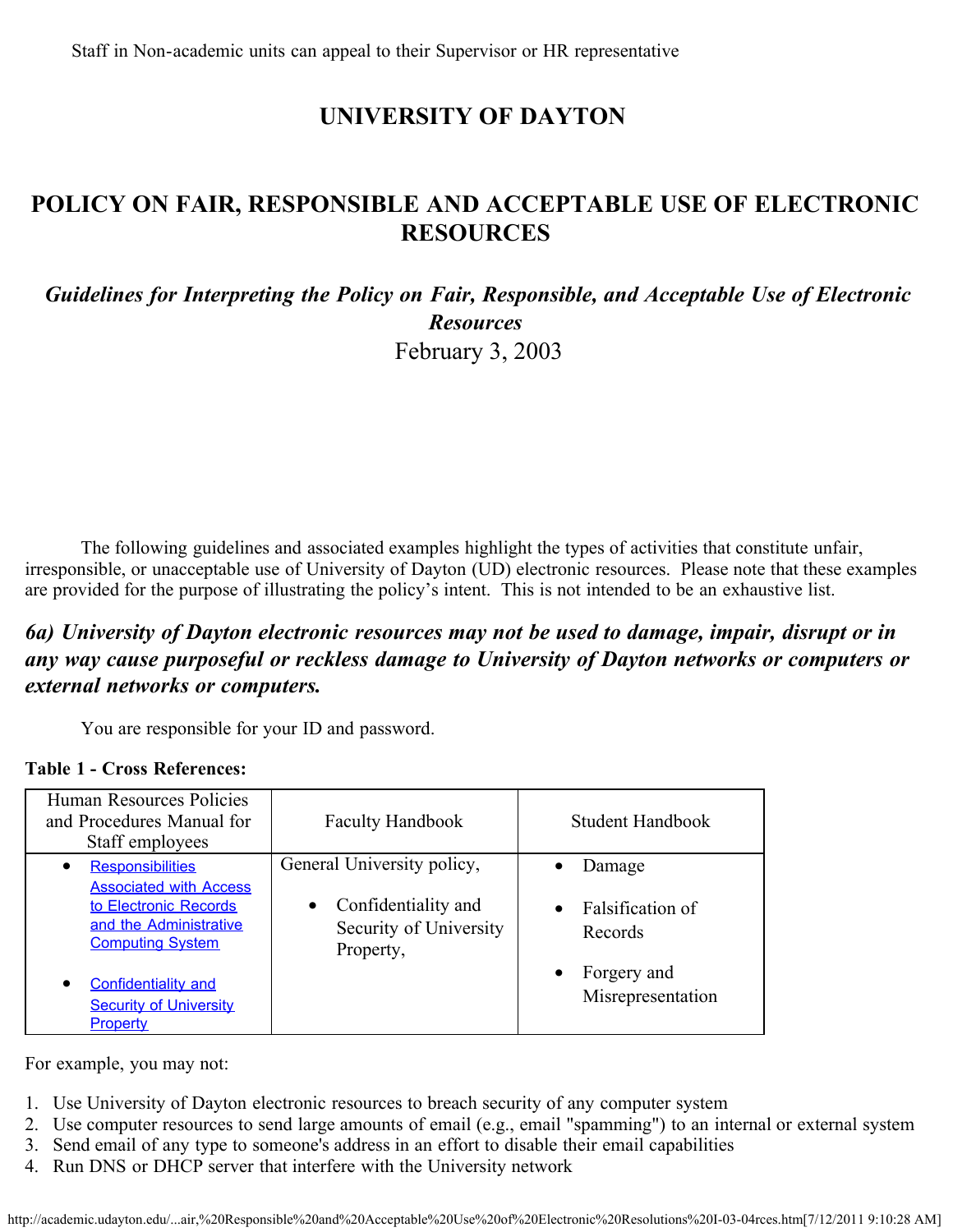Staff in Non-academic units can appeal to their Supervisor or HR representative

# UNIVERSITY OF DAYTON

# POLICY ON FAIR, RESPONSIBLE AND ACCEPTABLE USE OF ELECTRONIC RESOURCES

### *Guidelines for Interpreting the Policy on Fair, Responsible, and Acceptable Use of Electronic Resources*

February 3, 2003

The following guidelines and associated examples highlight the types of activities that constitute unfair, irresponsible, or unacceptable use of University of Dayton (UD) electronic resources. Please note that these examples are provided for the purpose of illustrating the policy's intent. This is not intended to be an exhaustive list.

### *6a) University of Dayton electronic resources may not be used to damage, impair, disrupt or in any way cause purposeful or reckless damage to University of Dayton networks or computers or external networks or computers.*

You are responsible for your ID and password.

**Table 1 - Cross References:**

| Human Resources Policies and Procedures Manual for Staff employees | Faculty Handbook | Student Handbook |
|---|---|---|
| • Responsibilities Associated with Access to Electronic Records and the Administrative Computing System<br>• Confidentiality and Security of University Property | General University policy,<br>• Confidentiality and Security of University Property, | • Damage<br>• Falsification of Records<br>• Forgery and Misrepresentation |

For example, you may not:

1. Use University of Dayton electronic resources to breach security of any computer system
2. Use computer resources to send large amounts of email (e.g., email "spamming") to an internal or external system
3. Send email of any type to someone's address in an effort to disable their email capabilities
4. Run DNS or DHCP server that interfere with the University network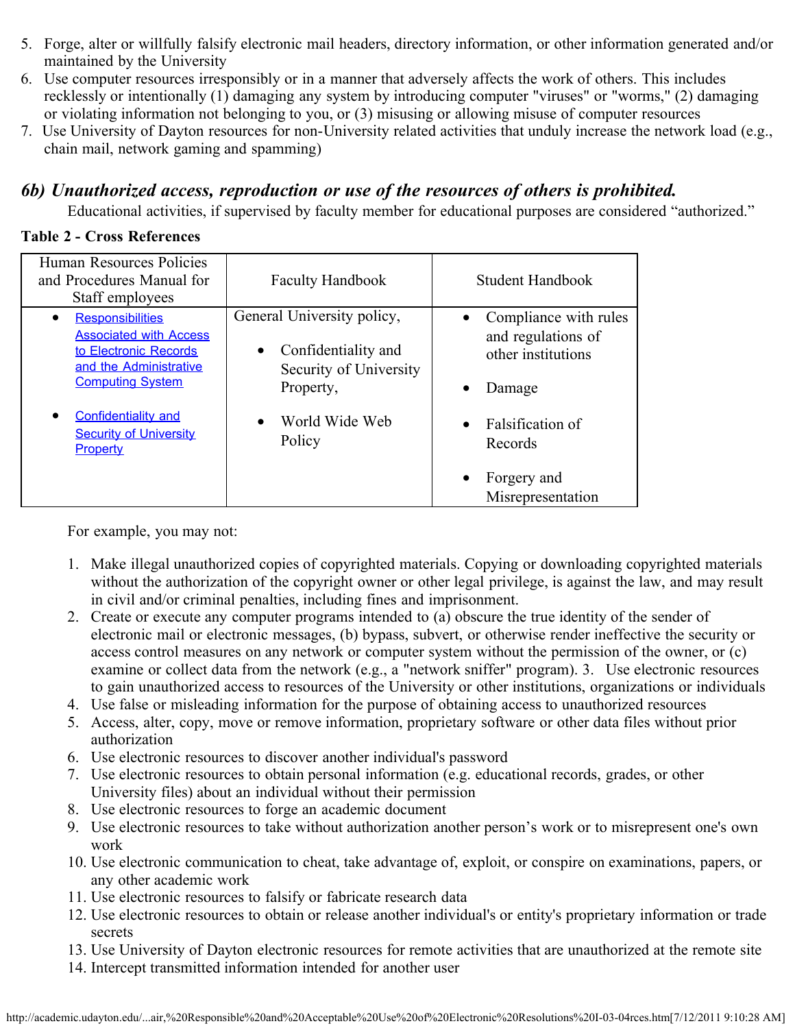5. Forge, alter or willfully falsify electronic mail headers, directory information, or other information generated and/or maintained by the University
6. Use computer resources irresponsibly or in a manner that adversely affects the work of others. This includes recklessly or intentionally (1) damaging any system by introducing computer "viruses" or "worms," (2) damaging or violating information not belonging to you, or (3) misusing or allowing misuse of computer resources
7. Use University of Dayton resources for non-University related activities that unduly increase the network load (e.g., chain mail, network gaming and spamming)

### *6b) Unauthorized access, reproduction or use of the resources of others is prohibited.*

Educational activities, if supervised by faculty member for educational purposes are considered "authorized."

**Table 2 - Cross References**

| Human Resources Policies and Procedures Manual for Staff employees | Faculty Handbook | Student Handbook |
|---|---|---|
| • Responsibilities Associated with Access to Electronic Records and the Administrative Computing System<br>• Confidentiality and Security of University Property | General University policy,<br>• Confidentiality and Security of University Property,<br>• World Wide Web Policy | • Compliance with rules and regulations of other institutions<br>• Damage<br>• Falsification of Records<br>• Forgery and Misrepresentation |

For example, you may not:

1. Make illegal unauthorized copies of copyrighted materials. Copying or downloading copyrighted materials without the authorization of the copyright owner or other legal privilege, is against the law, and may result in civil and/or criminal penalties, including fines and imprisonment.
2. Create or execute any computer programs intended to (a) obscure the true identity of the sender of electronic mail or electronic messages, (b) bypass, subvert, or otherwise render ineffective the security or access control measures on any network or computer system without the permission of the owner, or (c) examine or collect data from the network (e.g., a "network sniffer" program). 3. Use electronic resources to gain unauthorized access to resources of the University or other institutions, organizations or individuals
4. Use false or misleading information for the purpose of obtaining access to unauthorized resources
5. Access, alter, copy, move or remove information, proprietary software or other data files without prior authorization
6. Use electronic resources to discover another individual's password
7. Use electronic resources to obtain personal information (e.g. educational records, grades, or other University files) about an individual without their permission
8. Use electronic resources to forge an academic document
9. Use electronic resources to take without authorization another person's work or to misrepresent one's own work
10. Use electronic communication to cheat, take advantage of, exploit, or conspire on examinations, papers, or any other academic work
11. Use electronic resources to falsify or fabricate research data
12. Use electronic resources to obtain or release another individual's or entity's proprietary information or trade secrets
13. Use University of Dayton electronic resources for remote activities that are unauthorized at the remote site
14. Intercept transmitted information intended for another user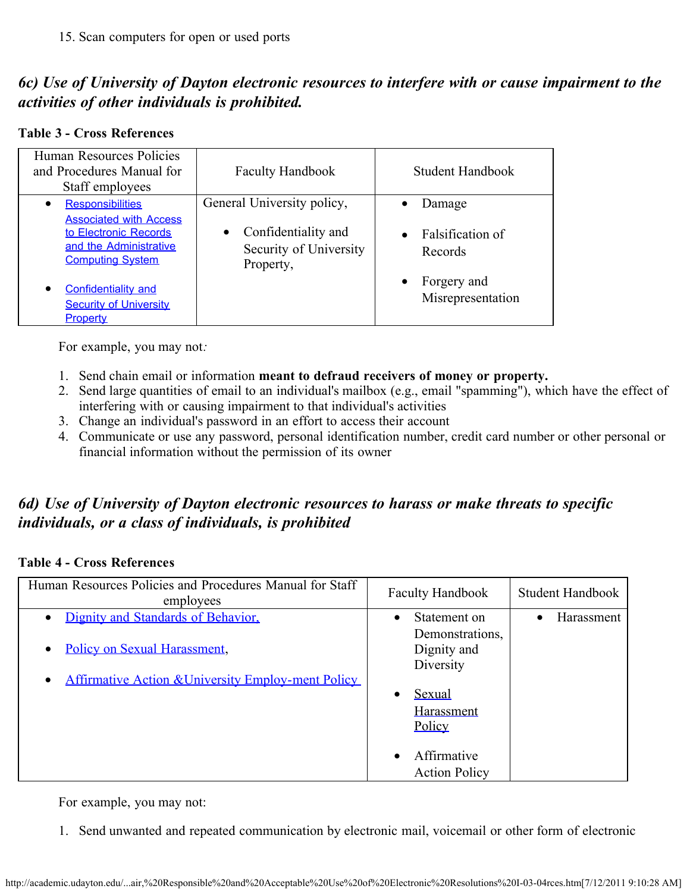15. Scan computers for open or used ports

### *6c) Use of University of Dayton electronic resources to interfere with or cause impairment to the activities of other individuals is prohibited.*

**Table 3 - Cross References**

| Human Resources Policies and Procedures Manual for Staff employees | Faculty Handbook | Student Handbook |
|---|---|---|
| • Responsibilities Associated with Access to Electronic Records and the Administrative Computing System<br>• Confidentiality and Security of University Property | General University policy,<br>• Confidentiality and Security of University Property, | • Damage<br>• Falsification of Records<br>• Forgery and Misrepresentation |

For example, you may not*:*

1. Send chain email or information **meant to defraud receivers of money or property.**
2. Send large quantities of email to an individual's mailbox (e.g., email "spamming"), which have the effect of interfering with or causing impairment to that individual's activities
3. Change an individual's password in an effort to access their account
4. Communicate or use any password, personal identification number, credit card number or other personal or financial information without the permission of its owner

### *6d) Use of University of Dayton electronic resources to harass or make threats to specific individuals, or a class of individuals, is prohibited*

**Table 4 - Cross References**

| Human Resources Policies and Procedures Manual for Staff employees | Faculty Handbook | Student Handbook |
|---|---|---|
| • Dignity and Standards of Behavior,<br>• Policy on Sexual Harassment,<br>• Affirmative Action &University Employ-ment Policy | • Statement on Demonstrations, Dignity and Diversity<br>• Sexual Harassment Policy<br>• Affirmative Action Policy | • Harassment |

For example, you may not:

1. Send unwanted and repeated communication by electronic mail, voicemail or other form of electronic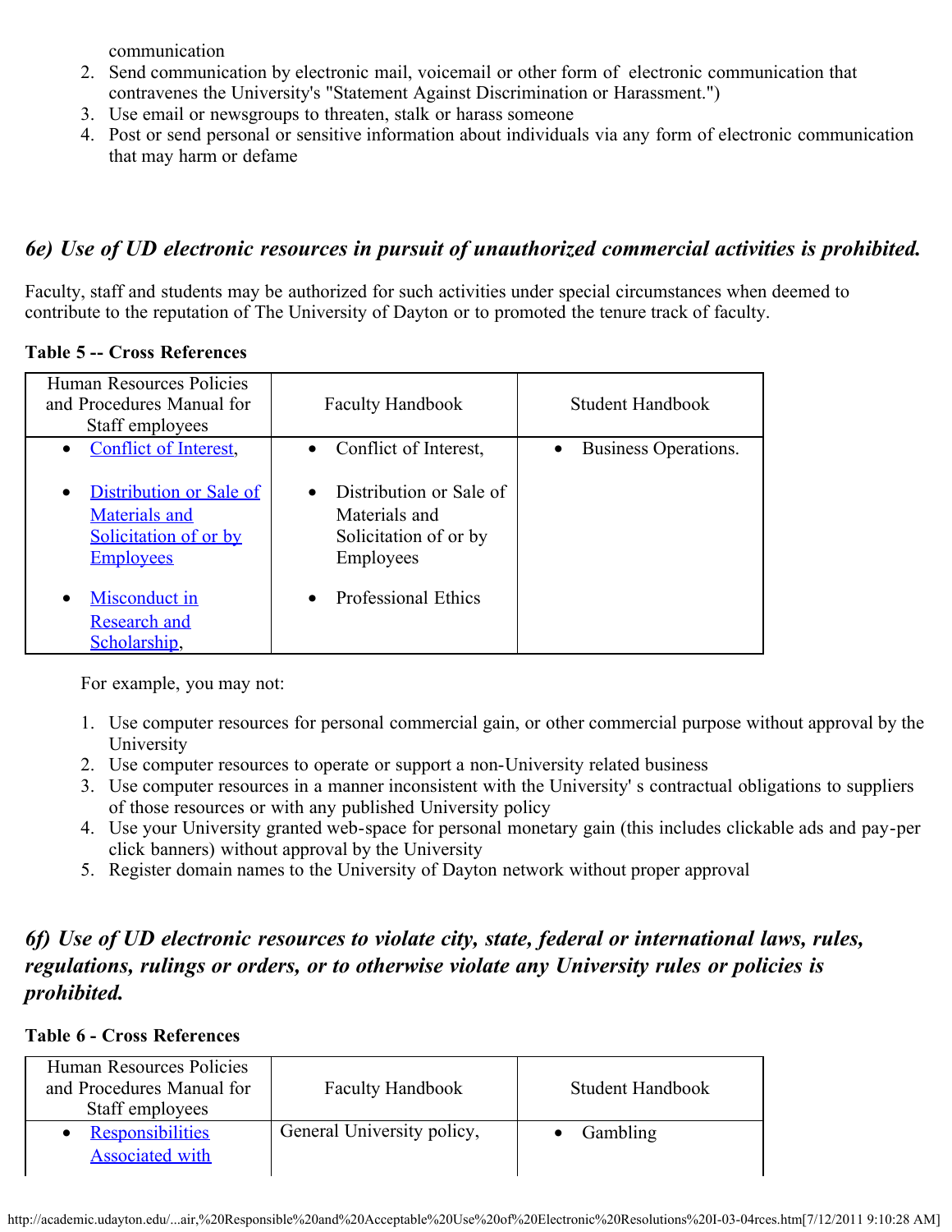communication
2. Send communication by electronic mail, voicemail or other form of electronic communication that contravenes the University's "Statement Against Discrimination or Harassment.")
3. Use email or newsgroups to threaten, stalk or harass someone
4. Post or send personal or sensitive information about individuals via any form of electronic communication that may harm or defame

### *6e) Use of UD electronic resources in pursuit of unauthorized commercial activities is prohibited.*

Faculty, staff and students may be authorized for such activities under special circumstances when deemed to contribute to the reputation of The University of Dayton or to promoted the tenure track of faculty.

**Table 5 -- Cross References**

| Human Resources Policies and Procedures Manual for Staff employees | Faculty Handbook | Student Handbook |
|---|---|---|
| • Conflict of Interest,<br>• Distribution or Sale of Materials and Solicitation of or by Employees<br>• Misconduct in Research and Scholarship, | • Conflict of Interest,<br>• Distribution or Sale of Materials and Solicitation of or by Employees<br>• Professional Ethics | • Business Operations. |

For example, you may not:

1. Use computer resources for personal commercial gain, or other commercial purpose without approval by the University
2. Use computer resources to operate or support a non-University related business
3. Use computer resources in a manner inconsistent with the University' s contractual obligations to suppliers of those resources or with any published University policy
4. Use your University granted web-space for personal monetary gain (this includes clickable ads and pay-per click banners) without approval by the University
5. Register domain names to the University of Dayton network without proper approval

### *6f) Use of UD electronic resources to violate city, state, federal or international laws, rules, regulations, rulings or orders, or to otherwise violate any University rules or policies is prohibited.*

**Table 6 - Cross References**

| Human Resources Policies and Procedures Manual for Staff employees | Faculty Handbook | Student Handbook |
|---|---|---|
| • Responsibilities Associated with | General University policy, | • Gambling |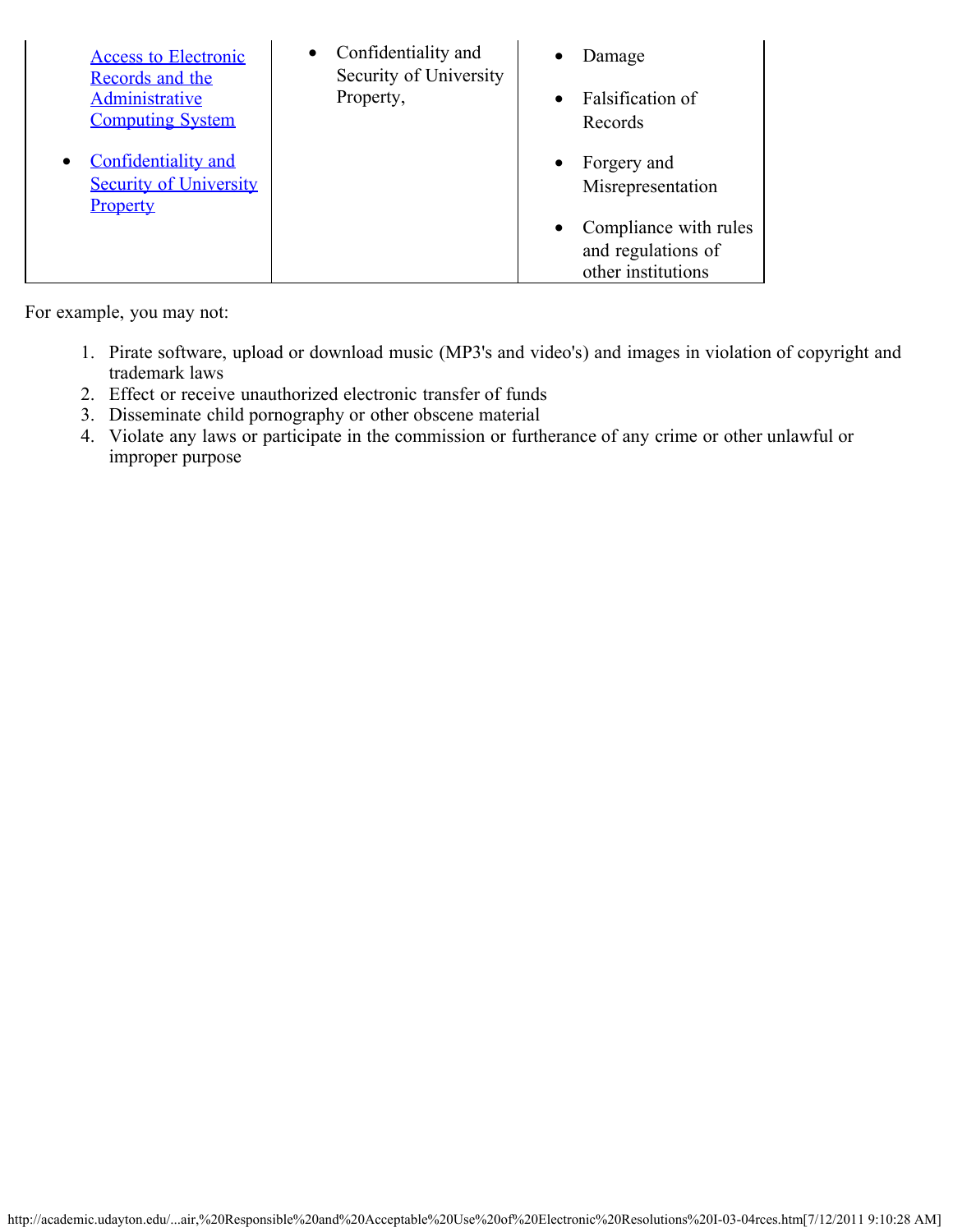| | | |
|---|---|---|
| [Access to Electronic Records and the Administrative Computing System](#)<br><br>• [Confidentiality and Security of University Property](#) | • Confidentiality and Security of University Property, | • Damage<br><br>• Falsification of Records<br><br>• Forgery and Misrepresentation<br><br>• Compliance with rules and regulations of other institutions |

For example, you may not:

1. Pirate software, upload or download music (MP3's and video's) and images in violation of copyright and trademark laws
2. Effect or receive unauthorized electronic transfer of funds
3. Disseminate child pornography or other obscene material
4. Violate any laws or participate in the commission or furtherance of any crime or other unlawful or improper purpose